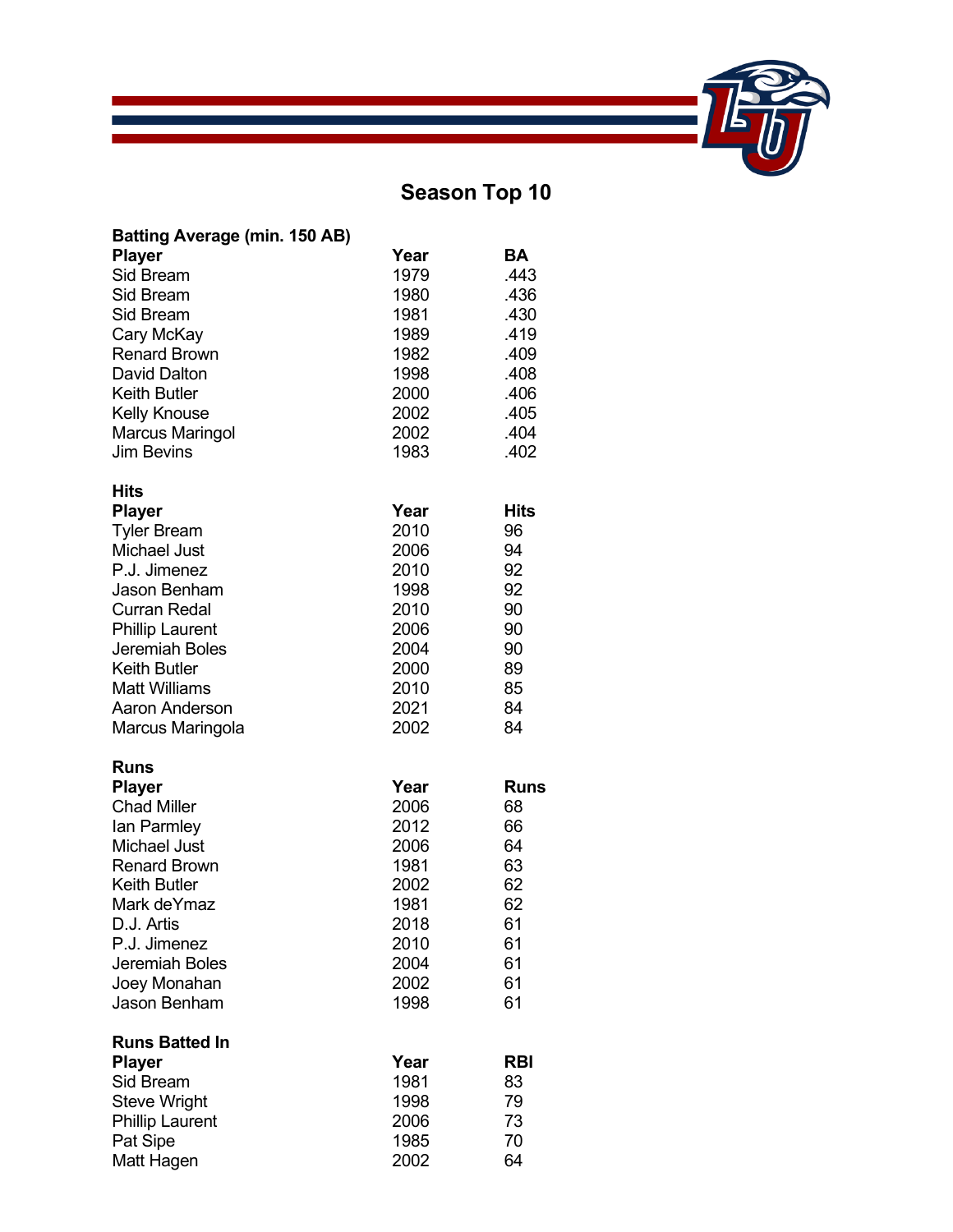# Season Top 10

**Batting Average (min. 150 AB)**

| Player | Year | BA |
|---|---|---|
| Sid Bream | 1979 | .443 |
| Sid Bream | 1980 | .436 |
| Sid Bream | 1981 | .430 |
| Cary McKay | 1989 | .419 |
| Renard Brown | 1982 | .409 |
| David Dalton | 1998 | .408 |
| Keith Butler | 2000 | .406 |
| Kelly Knouse | 2002 | .405 |
| Marcus Maringol | 2002 | .404 |
| Jim Bevins | 1983 | .402 |

**Hits**

| Player | Year | Hits |
|---|---|---|
| Tyler Bream | 2010 | 96 |
| Michael Just | 2006 | 94 |
| P.J. Jimenez | 2010 | 92 |
| Jason Benham | 1998 | 92 |
| Curran Redal | 2010 | 90 |
| Phillip Laurent | 2006 | 90 |
| Jeremiah Boles | 2004 | 90 |
| Keith Butler | 2000 | 89 |
| Matt Williams | 2010 | 85 |
| Aaron Anderson | 2021 | 84 |
| Marcus Maringola | 2002 | 84 |

**Runs**

| Player | Year | Runs |
|---|---|---|
| Chad Miller | 2006 | 68 |
| Ian Parmley | 2012 | 66 |
| Michael Just | 2006 | 64 |
| Renard Brown | 1981 | 63 |
| Keith Butler | 2002 | 62 |
| Mark deYmaz | 1981 | 62 |
| D.J. Artis | 2018 | 61 |
| P.J. Jimenez | 2010 | 61 |
| Jeremiah Boles | 2004 | 61 |
| Joey Monahan | 2002 | 61 |
| Jason Benham | 1998 | 61 |

**Runs Batted In**

| Player | Year | RBI |
|---|---|---|
| Sid Bream | 1981 | 83 |
| Steve Wright | 1998 | 79 |
| Phillip Laurent | 2006 | 73 |
| Pat Sipe | 1985 | 70 |
| Matt Hagen | 2002 | 64 |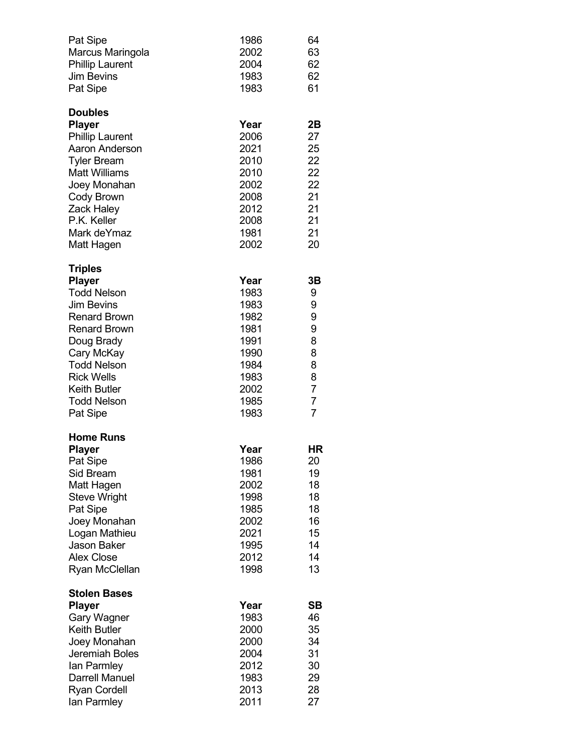| | | |
|---|---|---|
| Pat Sipe | 1986 | 64 |
| Marcus Maringola | 2002 | 63 |
| Phillip Laurent | 2004 | 62 |
| Jim Bevins | 1983 | 62 |
| Pat Sipe | 1983 | 61 |

**Doubles**

| Player | Year | 2B |
|---|---|---|
| Phillip Laurent | 2006 | 27 |
| Aaron Anderson | 2021 | 25 |
| Tyler Bream | 2010 | 22 |
| Matt Williams | 2010 | 22 |
| Joey Monahan | 2002 | 22 |
| Cody Brown | 2008 | 21 |
| Zack Haley | 2012 | 21 |
| P.K. Keller | 2008 | 21 |
| Mark deYmaz | 1981 | 21 |
| Matt Hagen | 2002 | 20 |

**Triples**

| Player | Year | 3B |
|---|---|---|
| Todd Nelson | 1983 | 9 |
| Jim Bevins | 1983 | 9 |
| Renard Brown | 1982 | 9 |
| Renard Brown | 1981 | 9 |
| Doug Brady | 1991 | 8 |
| Cary McKay | 1990 | 8 |
| Todd Nelson | 1984 | 8 |
| Rick Wells | 1983 | 8 |
| Keith Butler | 2002 | 7 |
| Todd Nelson | 1985 | 7 |
| Pat Sipe | 1983 | 7 |

**Home Runs**

| Player | Year | HR |
|---|---|---|
| Pat Sipe | 1986 | 20 |
| Sid Bream | 1981 | 19 |
| Matt Hagen | 2002 | 18 |
| Steve Wright | 1998 | 18 |
| Pat Sipe | 1985 | 18 |
| Joey Monahan | 2002 | 16 |
| Logan Mathieu | 2021 | 15 |
| Jason Baker | 1995 | 14 |
| Alex Close | 2012 | 14 |
| Ryan McClellan | 1998 | 13 |

**Stolen Bases**

| Player | Year | SB |
|---|---|---|
| Gary Wagner | 1983 | 46 |
| Keith Butler | 2000 | 35 |
| Joey Monahan | 2000 | 34 |
| Jeremiah Boles | 2004 | 31 |
| Ian Parmley | 2012 | 30 |
| Darrell Manuel | 1983 | 29 |
| Ryan Cordell | 2013 | 28 |
| Ian Parmley | 2011 | 27 |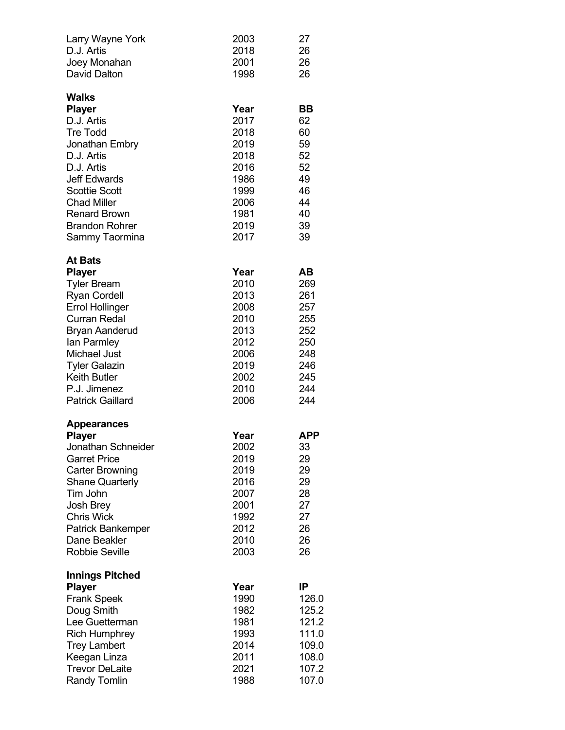| | | |
|---|---|---|
| Larry Wayne York | 2003 | 27 |
| D.J. Artis | 2018 | 26 |
| Joey Monahan | 2001 | 26 |
| David Dalton | 1998 | 26 |

**Walks**

| Player | Year | BB |
|---|---|---|
| D.J. Artis | 2017 | 62 |
| Tre Todd | 2018 | 60 |
| Jonathan Embry | 2019 | 59 |
| D.J. Artis | 2018 | 52 |
| D.J. Artis | 2016 | 52 |
| Jeff Edwards | 1986 | 49 |
| Scottie Scott | 1999 | 46 |
| Chad Miller | 2006 | 44 |
| Renard Brown | 1981 | 40 |
| Brandon Rohrer | 2019 | 39 |
| Sammy Taormina | 2017 | 39 |

**At Bats**

| Player | Year | AB |
|---|---|---|
| Tyler Bream | 2010 | 269 |
| Ryan Cordell | 2013 | 261 |
| Errol Hollinger | 2008 | 257 |
| Curran Redal | 2010 | 255 |
| Bryan Aanderud | 2013 | 252 |
| Ian Parmley | 2012 | 250 |
| Michael Just | 2006 | 248 |
| Tyler Galazin | 2019 | 246 |
| Keith Butler | 2002 | 245 |
| P.J. Jimenez | 2010 | 244 |
| Patrick Gaillard | 2006 | 244 |

**Appearances**

| Player | Year | APP |
|---|---|---|
| Jonathan Schneider | 2002 | 33 |
| Garret Price | 2019 | 29 |
| Carter Browning | 2019 | 29 |
| Shane Quarterly | 2016 | 29 |
| Tim John | 2007 | 28 |
| Josh Brey | 2001 | 27 |
| Chris Wick | 1992 | 27 |
| Patrick Bankemper | 2012 | 26 |
| Dane Beakler | 2010 | 26 |
| Robbie Seville | 2003 | 26 |

**Innings Pitched**

| Player | Year | IP |
|---|---|---|
| Frank Speek | 1990 | 126.0 |
| Doug Smith | 1982 | 125.2 |
| Lee Guetterman | 1981 | 121.2 |
| Rich Humphrey | 1993 | 111.0 |
| Trey Lambert | 2014 | 109.0 |
| Keegan Linza | 2011 | 108.0 |
| Trevor DeLaite | 2021 | 107.2 |
| Randy Tomlin | 1988 | 107.0 |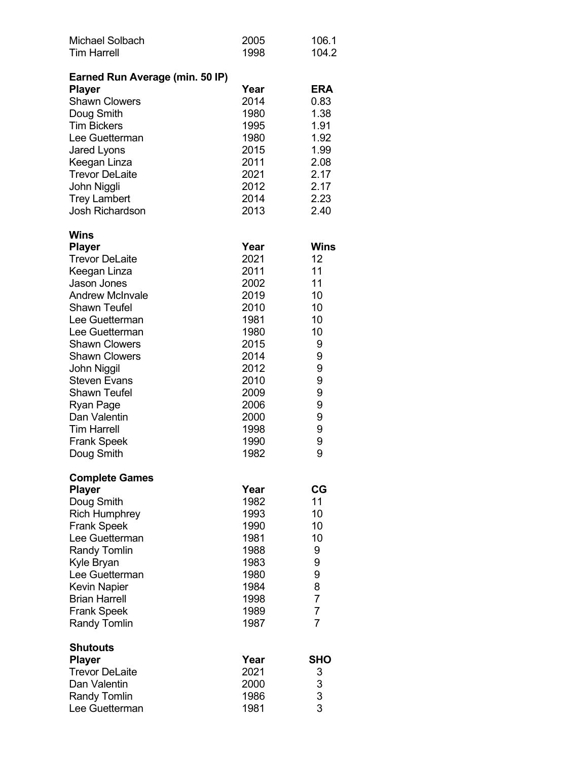| | | |
|---|---|---|
| Michael Solbach | 2005 | 106.1 |
| Tim Harrell | 1998 | 104.2 |

**Earned Run Average (min. 50 IP)**

| Player | Year | ERA |
|---|---|---|
| Shawn Clowers | 2014 | 0.83 |
| Doug Smith | 1980 | 1.38 |
| Tim Bickers | 1995 | 1.91 |
| Lee Guetterman | 1980 | 1.92 |
| Jared Lyons | 2015 | 1.99 |
| Keegan Linza | 2011 | 2.08 |
| Trevor DeLaite | 2021 | 2.17 |
| John Niggli | 2012 | 2.17 |
| Trey Lambert | 2014 | 2.23 |
| Josh Richardson | 2013 | 2.40 |

**Wins**

| Player | Year | Wins |
|---|---|---|
| Trevor DeLaite | 2021 | 12 |
| Keegan Linza | 2011 | 11 |
| Jason Jones | 2002 | 11 |
| Andrew McInvale | 2019 | 10 |
| Shawn Teufel | 2010 | 10 |
| Lee Guetterman | 1981 | 10 |
| Lee Guetterman | 1980 | 10 |
| Shawn Clowers | 2015 | 9 |
| Shawn Clowers | 2014 | 9 |
| John Niggil | 2012 | 9 |
| Steven Evans | 2010 | 9 |
| Shawn Teufel | 2009 | 9 |
| Ryan Page | 2006 | 9 |
| Dan Valentin | 2000 | 9 |
| Tim Harrell | 1998 | 9 |
| Frank Speek | 1990 | 9 |
| Doug Smith | 1982 | 9 |

**Complete Games**

| Player | Year | CG |
|---|---|---|
| Doug Smith | 1982 | 11 |
| Rich Humphrey | 1993 | 10 |
| Frank Speek | 1990 | 10 |
| Lee Guetterman | 1981 | 10 |
| Randy Tomlin | 1988 | 9 |
| Kyle Bryan | 1983 | 9 |
| Lee Guetterman | 1980 | 9 |
| Kevin Napier | 1984 | 8 |
| Brian Harrell | 1998 | 7 |
| Frank Speek | 1989 | 7 |
| Randy Tomlin | 1987 | 7 |

**Shutouts**

| Player | Year | SHO |
|---|---|---|
| Trevor DeLaite | 2021 | 3 |
| Dan Valentin | 2000 | 3 |
| Randy Tomlin | 1986 | 3 |
| Lee Guetterman | 1981 | 3 |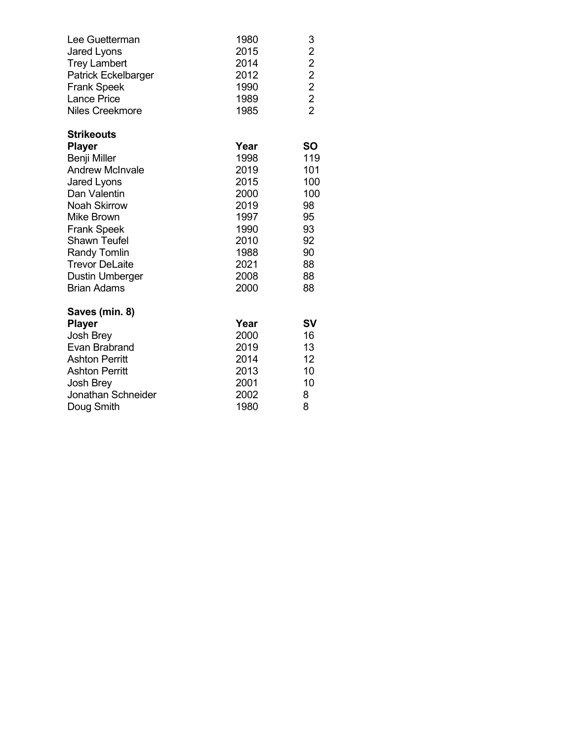| | | |
|---|---|---|
| Lee Guetterman | 1980 | 3 |
| Jared Lyons | 2015 | 2 |
| Trey Lambert | 2014 | 2 |
| Patrick Eckelbarger | 2012 | 2 |
| Frank Speek | 1990 | 2 |
| Lance Price | 1989 | 2 |
| Niles Creekmore | 1985 | 2 |

**Strikeouts**

| Player | Year | SO |
|---|---|---|
| Benji Miller | 1998 | 119 |
| Andrew McInvale | 2019 | 101 |
| Jared Lyons | 2015 | 100 |
| Dan Valentin | 2000 | 100 |
| Noah Skirrow | 2019 | 98 |
| Mike Brown | 1997 | 95 |
| Frank Speek | 1990 | 93 |
| Shawn Teufel | 2010 | 92 |
| Randy Tomlin | 1988 | 90 |
| Trevor DeLaite | 2021 | 88 |
| Dustin Umberger | 2008 | 88 |
| Brian Adams | 2000 | 88 |

**Saves (min. 8)**

| Player | Year | SV |
|---|---|---|
| Josh Brey | 2000 | 16 |
| Evan Brabrand | 2019 | 13 |
| Ashton Perritt | 2014 | 12 |
| Ashton Perritt | 2013 | 10 |
| Josh Brey | 2001 | 10 |
| Jonathan Schneider | 2002 | 8 |
| Doug Smith | 1980 | 8 |